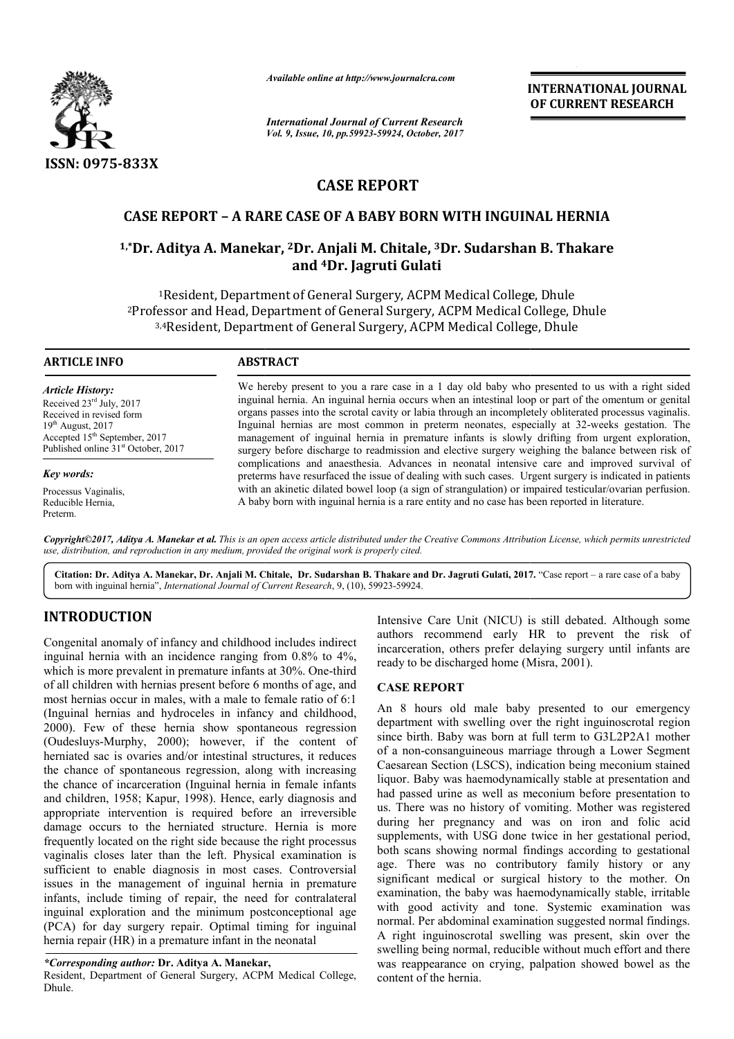ISSN: 0975-833X

*Available online at http://www.journalcra.com*

*International Journal of Current Research*
*Vol. 9, Issue, 10, pp.59923-59924, October, 2017*

**INTERNATIONAL JOURNAL OF CURRENT RESEARCH**

# CASE REPORT

## CASE REPORT – A RARE CASE OF A BABY BORN WITH INGUINAL HERNIA

**[1,*]Dr. Aditya A. Manekar, [2]Dr. Anjali M. Chitale, [3]Dr. Sudarshan B. Thakare and [4]Dr. Jagruti Gulati**

[1]Resident, Department of General Surgery, ACPM Medical College, Dhule
[2]Professor and Head, Department of General Surgery, ACPM Medical College, Dhule
[3,4]Resident, Department of General Surgery, ACPM Medical College, Dhule

**ARTICLE INFO**

*Article History:*
Received 23rd July, 2017
Received in revised form
19th August, 2017
Accepted 15th September, 2017
Published online 31st October, 2017

*Key words:*
Processus Vaginalis,
Reducible Hernia,
Preterm.

**ABSTRACT**

We hereby present to you a rare case in a 1 day old baby who presented to us with a right sided inguinal hernia. An inguinal hernia occurs when an intestinal loop or part of the omentum or genital organs passes into the scrotal cavity or labia through an incompletely obliterated processus vaginalis. Inguinal hernias are most common in preterm neonates, especially at 32-weeks gestation. The management of inguinal hernia in premature infants is slowly drifting from urgent exploration, surgery before discharge to readmission and elective surgery weighing the balance between risk of complications and anaesthesia. Advances in neonatal intensive care and improved survival of preterms have resurfaced the issue of dealing with such cases. Urgent surgery is indicated in patients with an akinetic dilated bowel loop (a sign of strangulation) or impaired testicular/ovarian perfusion. A baby born with inguinal hernia is a rare entity and no case has been reported in literature.

*Copyright©2017, Aditya A. Manekar et al. This is an open access article distributed under the Creative Commons Attribution License, which permits unrestricted use, distribution, and reproduction in any medium, provided the original work is properly cited.*

**Citation: Dr. Aditya A. Manekar, Dr. Anjali M. Chitale, Dr. Sudarshan B. Thakare and Dr. Jagruti Gulati, 2017.** "Case report – a rare case of a baby born with inguinal hernia", *International Journal of Current Research*, 9, (10), 59923-59924.

## INTRODUCTION

Congenital anomaly of infancy and childhood includes indirect inguinal hernia with an incidence ranging from 0.8% to 4%, which is more prevalent in premature infants at 30%. One-third of all children with hernias present before 6 months of age, and most hernias occur in males, with a male to female ratio of 6:1 (Inguinal hernias and hydroceles in infancy and childhood, 2000). Few of these hernia show spontaneous regression (Oudesluys-Murphy, 2000); however, if the content of herniated sac is ovaries and/or intestinal structures, it reduces the chance of spontaneous regression, along with increasing the chance of incarceration (Inguinal hernia in female infants and children, 1958; Kapur, 1998). Hence, early diagnosis and appropriate intervention is required before an irreversible damage occurs to the herniated structure. Hernia is more frequently located on the right side because the right processus vaginalis closes later than the left. Physical examination is sufficient to enable diagnosis in most cases. Controversial issues in the management of inguinal hernia in premature infants, include timing of repair, the need for contralateral inguinal exploration and the minimum postconceptional age (PCA) for day surgery repair. Optimal timing for inguinal hernia repair (HR) in a premature infant in the neonatal Intensive Care Unit (NICU) is still debated. Although some authors recommend early HR to prevent the risk of incarceration, others prefer delaying surgery until infants are ready to be discharged home (Misra, 2001).

## CASE REPORT

An 8 hours old male baby presented to our emergency department with swelling over the right inguinoscrotal region since birth. Baby was born at full term to G3L2P2A1 mother of a non-consanguineous marriage through a Lower Segment Caesarean Section (LSCS), indication being meconium stained liquor. Baby was haemodynamically stable at presentation and had passed urine as well as meconium before presentation to us. There was no history of vomiting. Mother was registered during her pregnancy and was on iron and folic acid supplements, with USG done twice in her gestational period, both scans showing normal findings according to gestational age. There was no contributory family history or any significant medical or surgical history to the mother. On examination, the baby was haemodynamically stable, irritable with good activity and tone. Systemic examination was normal. Per abdominal examination suggested normal findings. A right inguinoscrotal swelling was present, skin over the swelling being normal, reducible without much effort and there was reappearance on crying, palpation showed bowel as the content of the hernia.

*\*Corresponding author:* **Dr. Aditya A. Manekar,**
Resident, Department of General Surgery, ACPM Medical College, Dhule.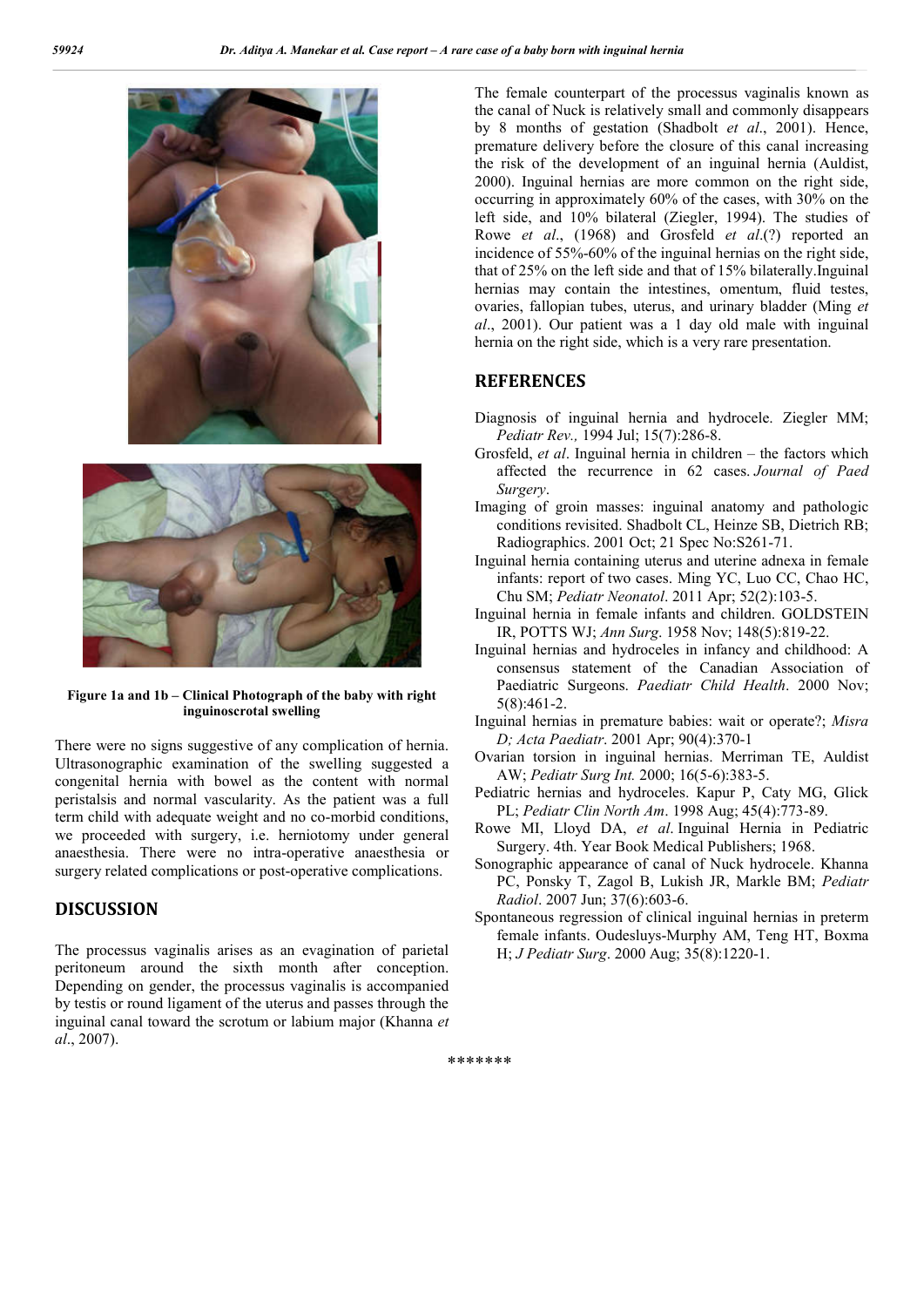Figure 1a and 1b – Clinical Photograph of the baby with right inguinoscrotal swelling

There were no signs suggestive of any complication of hernia. Ultrasonographic examination of the swelling suggested a congenital hernia with bowel as the content with normal peristalsis and normal vascularity. As the patient was a full term child with adequate weight and no co-morbid conditions, we proceeded with surgery, i.e. herniotomy under general anaesthesia. There were no intra-operative anaesthesia or surgery related complications or post-operative complications.

## DISCUSSION

The processus vaginalis arises as an evagination of parietal peritoneum around the sixth month after conception. Depending on gender, the processus vaginalis is accompanied by testis or round ligament of the uterus and passes through the inguinal canal toward the scrotum or labium major (Khanna *et al*., 2007).

The female counterpart of the processus vaginalis known as the canal of Nuck is relatively small and commonly disappears by 8 months of gestation (Shadbolt *et al*., 2001). Hence, premature delivery before the closure of this canal increasing the risk of the development of an inguinal hernia (Auldist, 2000). Inguinal hernias are more common on the right side, occurring in approximately 60% of the cases, with 30% on the left side, and 10% bilateral (Ziegler, 1994). The studies of Rowe *et al*., (1968) and Grosfeld *et al*.(?) reported an incidence of 55%-60% of the inguinal hernias on the right side, that of 25% on the left side and that of 15% bilaterally.Inguinal hernias may contain the intestines, omentum, fluid testes, ovaries, fallopian tubes, uterus, and urinary bladder (Ming *et al*., 2001). Our patient was a 1 day old male with inguinal hernia on the right side, which is a very rare presentation.

## REFERENCES

- Diagnosis of inguinal hernia and hydrocele. Ziegler MM; *Pediatr Rev.,* 1994 Jul; 15(7):286-8.
- Grosfeld, *et al*. Inguinal hernia in children – the factors which affected the recurrence in 62 cases. *Journal of Paed Surgery*.
- Imaging of groin masses: inguinal anatomy and pathologic conditions revisited. Shadbolt CL, Heinze SB, Dietrich RB; Radiographics. 2001 Oct; 21 Spec No:S261-71.
- Inguinal hernia containing uterus and uterine adnexa in female infants: report of two cases. Ming YC, Luo CC, Chao HC, Chu SM; *Pediatr Neonatol*. 2011 Apr; 52(2):103-5.
- Inguinal hernia in female infants and children. GOLDSTEIN IR, POTTS WJ; *Ann Surg*. 1958 Nov; 148(5):819-22.
- Inguinal hernias and hydroceles in infancy and childhood: A consensus statement of the Canadian Association of Paediatric Surgeons. *Paediatr Child Health*. 2000 Nov; 5(8):461-2.
- Inguinal hernias in premature babies: wait or operate?; *Misra D; Acta Paediatr*. 2001 Apr; 90(4):370-1
- Ovarian torsion in inguinal hernias. Merriman TE, Auldist AW; *Pediatr Surg Int.* 2000; 16(5-6):383-5.
- Pediatric hernias and hydroceles. Kapur P, Caty MG, Glick PL; *Pediatr Clin North Am*. 1998 Aug; 45(4):773-89.
- Rowe MI, Lloyd DA, *et al*. Inguinal Hernia in Pediatric Surgery. 4th. Year Book Medical Publishers; 1968.
- Sonographic appearance of canal of Nuck hydrocele. Khanna PC, Ponsky T, Zagol B, Lukish JR, Markle BM; *Pediatr Radiol*. 2007 Jun; 37(6):603-6.
- Spontaneous regression of clinical inguinal hernias in preterm female infants. Oudesluys-Murphy AM, Teng HT, Boxma H; *J Pediatr Surg*. 2000 Aug; 35(8):1220-1.

*******